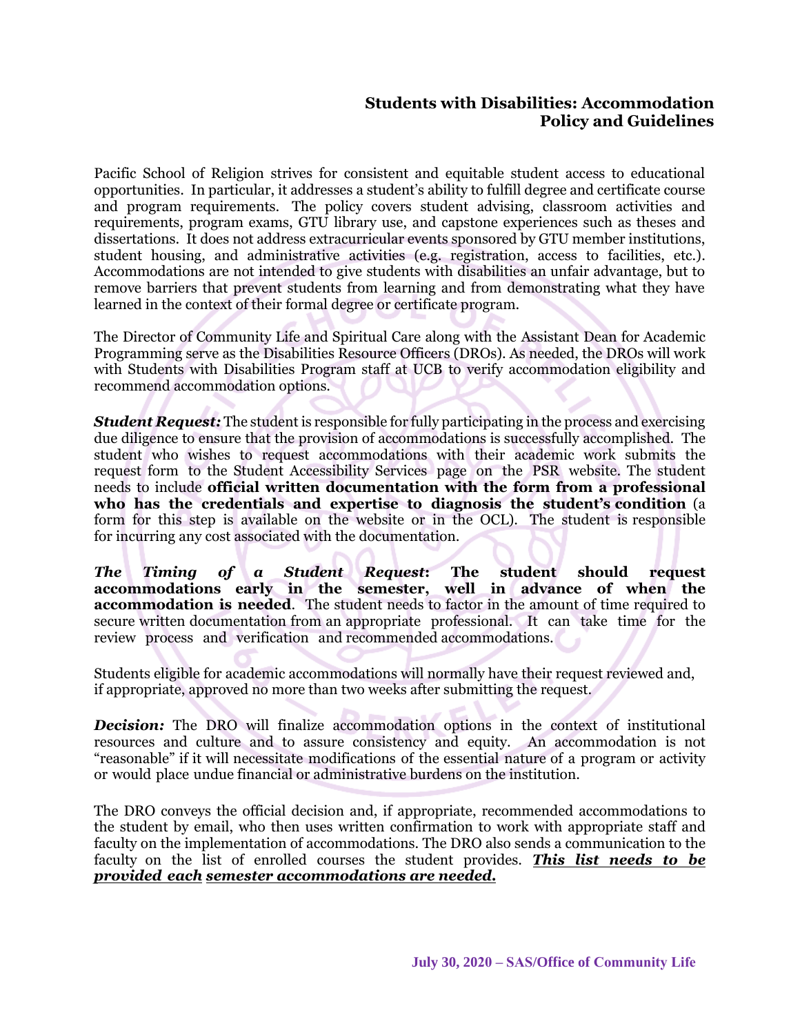## Students with Disabilities: Accommodation Policy and Guidelines

Pacific School of Religion strives for consistent and equitable student access to educational opportunities. In particular, it addresses a student's ability to fulfill degree and certificate course and program requirements. The policy covers student advising, classroom activities and requirements, program exams, GTU library use, and capstone experiences such as theses and dissertations. It does not address extracurricular events sponsored by GTU member institutions, student housing, and administrative activities (e.g. registration, access to facilities, etc.). Accommodations are not intended to give students with disabilities an unfair advantage, but to remove barriers that prevent students from learning and from demonstrating what they have learned in the context of their formal degree or certificate program.

The Director of Community Life and Spiritual Care along with the Assistant Dean for Academic Programming serve as the Disabilities Resource Officers (DROs). As needed, the DROs will work with Students with Disabilities Program staff at UCB to verify accommodation eligibility and recommend accommodation options.

***Student Request:*** The student is responsible for fully participating in the process and exercising due diligence to ensure that the provision of accommodations is successfully accomplished. The student who wishes to request accommodations with their academic work submits the request form to the Student Accessibility Services page on the PSR website. The student needs to include **official written documentation with the form from a professional who has the credentials and expertise to diagnosis the student's condition** (a form for this step is available on the website or in the OCL). The student is responsible for incurring any cost associated with the documentation.

***The Timing of a Student Request*****: The student should request accommodations early in the semester, well in advance of when the accommodation is needed**. The student needs to factor in the amount of time required to secure written documentation from an appropriate professional. It can take time for the review process and verification and recommended accommodations.

Students eligible for academic accommodations will normally have their request reviewed and, if appropriate, approved no more than two weeks after submitting the request.

***Decision:*** The DRO will finalize accommodation options in the context of institutional resources and culture and to assure consistency and equity. An accommodation is not "reasonable" if it will necessitate modifications of the essential nature of a program or activity or would place undue financial or administrative burdens on the institution.

The DRO conveys the official decision and, if appropriate, recommended accommodations to the student by email, who then uses written confirmation to work with appropriate staff and faculty on the implementation of accommodations. The DRO also sends a communication to the faculty on the list of enrolled courses the student provides. ***<u>This list needs to be provided each semester accommodations are needed.</u>***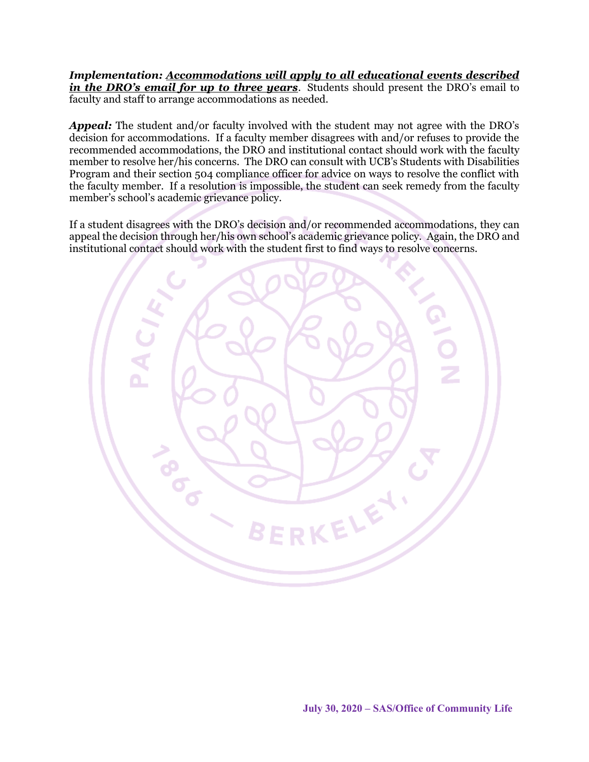***Implementation:*** ***<u>Accommodations will apply to all educational events described in the DRO's email for up to three years</u>***. Students should present the DRO's email to faculty and staff to arrange accommodations as needed.

***Appeal:*** The student and/or faculty involved with the student may not agree with the DRO's decision for accommodations. If a faculty member disagrees with and/or refuses to provide the recommended accommodations, the DRO and institutional contact should work with the faculty member to resolve her/his concerns. The DRO can consult with UCB's Students with Disabilities Program and their section 504 compliance officer for advice on ways to resolve the conflict with the faculty member. If a resolution is impossible, the student can seek remedy from the faculty member's school's academic grievance policy.

If a student disagrees with the DRO's decision and/or recommended accommodations, they can appeal the decision through her/his own school's academic grievance policy. Again, the DRO and institutional contact should work with the student first to find ways to resolve concerns.

**July 30, 2020 – SAS/Office of Community Life**